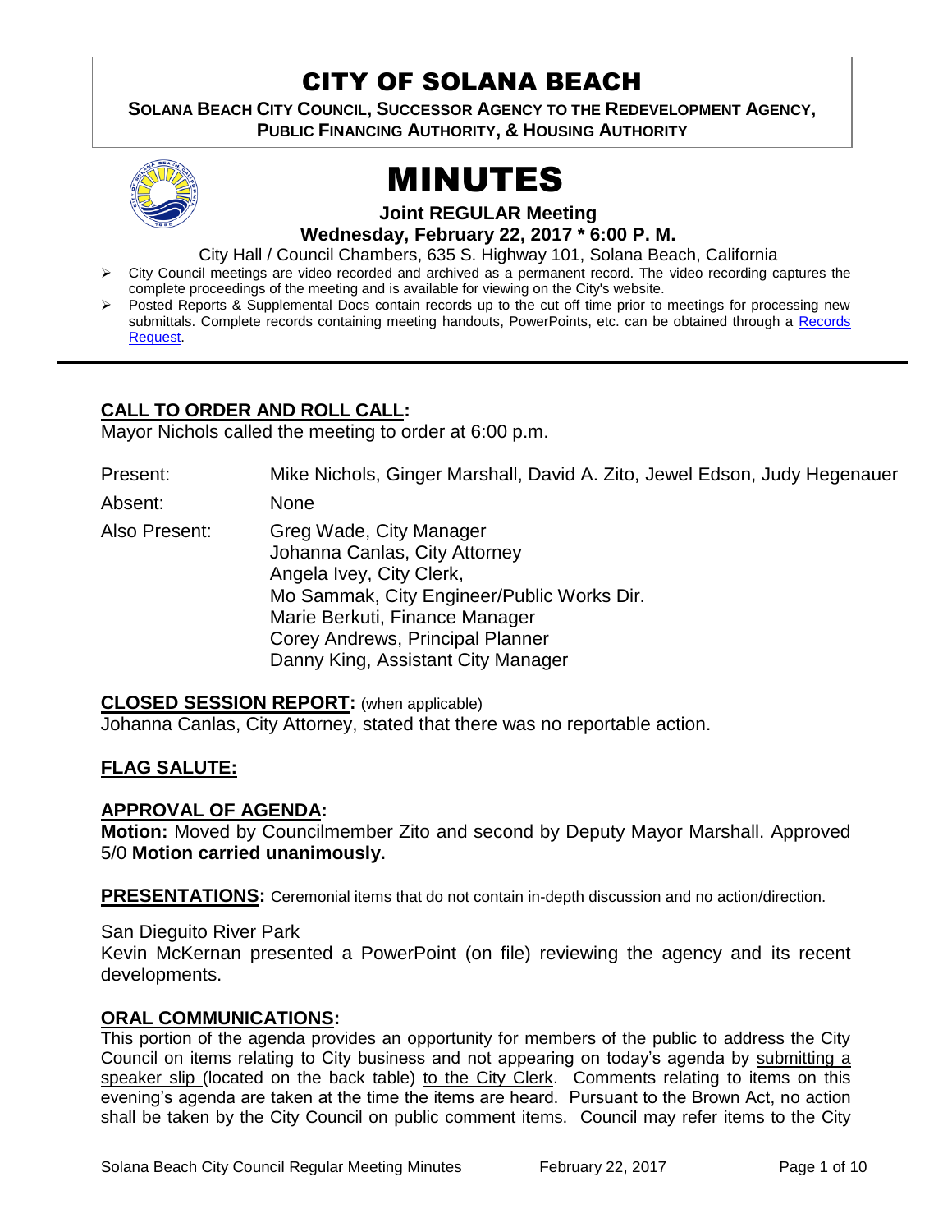# CITY OF SOLANA BEACH

**SOLANA BEACH CITY COUNCIL, SUCCESSOR AGENCY TO THE REDEVELOPMENT AGENCY, PUBLIC FINANCING AUTHORITY, & HOUSING AUTHORITY**

# MINUTES

**Joint REGULAR Meeting**
**Wednesday, February 22, 2017 * 6:00 P. M.**

City Hall / Council Chambers, 635 S. Highway 101, Solana Beach, California

- City Council meetings are video recorded and archived as a permanent record. The video recording captures the complete proceedings of the meeting and is available for viewing on the City's website.
- Posted Reports & Supplemental Docs contain records up to the cut off time prior to meetings for processing new submittals. Complete records containing meeting handouts, PowerPoints, etc. can be obtained through a Records Request.

## CALL TO ORDER AND ROLL CALL:

Mayor Nichols called the meeting to order at 6:00 p.m.

Present: Mike Nichols, Ginger Marshall, David A. Zito, Jewel Edson, Judy Hegenauer

Absent: None

Also Present: Greg Wade, City Manager
Johanna Canlas, City Attorney
Angela Ivey, City Clerk,
Mo Sammak, City Engineer/Public Works Dir.
Marie Berkuti, Finance Manager
Corey Andrews, Principal Planner
Danny King, Assistant City Manager

## CLOSED SESSION REPORT: (when applicable)

Johanna Canlas, City Attorney, stated that there was no reportable action.

## FLAG SALUTE:

## APPROVAL OF AGENDA:

**Motion:** Moved by Councilmember Zito and second by Deputy Mayor Marshall. Approved 5/0 **Motion carried unanimously.**

## PRESENTATIONS: Ceremonial items that do not contain in-depth discussion and no action/direction.

San Dieguito River Park

Kevin McKernan presented a PowerPoint (on file) reviewing the agency and its recent developments.

## ORAL COMMUNICATIONS:

This portion of the agenda provides an opportunity for members of the public to address the City Council on items relating to City business and not appearing on today's agenda by submitting a speaker slip (located on the back table) to the City Clerk. Comments relating to items on this evening's agenda are taken at the time the items are heard. Pursuant to the Brown Act, no action shall be taken by the City Council on public comment items. Council may refer items to the City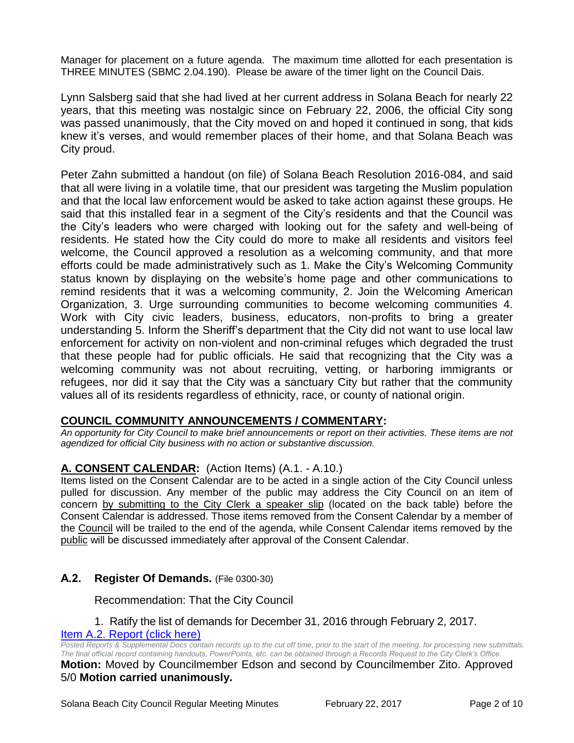Manager for placement on a future agenda. The maximum time allotted for each presentation is THREE MINUTES (SBMC 2.04.190). Please be aware of the timer light on the Council Dais.

Lynn Salsberg said that she had lived at her current address in Solana Beach for nearly 22 years, that this meeting was nostalgic since on February 22, 2006, the official City song was passed unanimously, that the City moved on and hoped it continued in song, that kids knew it's verses, and would remember places of their home, and that Solana Beach was City proud.

Peter Zahn submitted a handout (on file) of Solana Beach Resolution 2016-084, and said that all were living in a volatile time, that our president was targeting the Muslim population and that the local law enforcement would be asked to take action against these groups. He said that this installed fear in a segment of the City's residents and that the Council was the City's leaders who were charged with looking out for the safety and well-being of residents. He stated how the City could do more to make all residents and visitors feel welcome, the Council approved a resolution as a welcoming community, and that more efforts could be made administratively such as 1. Make the City's Welcoming Community status known by displaying on the website's home page and other communications to remind residents that it was a welcoming community, 2. Join the Welcoming American Organization, 3. Urge surrounding communities to become welcoming communities 4. Work with City civic leaders, business, educators, non-profits to bring a greater understanding 5. Inform the Sheriff's department that the City did not want to use local law enforcement for activity on non-violent and non-criminal refuges which degraded the trust that these people had for public officials. He said that recognizing that the City was a welcoming community was not about recruiting, vetting, or harboring immigrants or refugees, nor did it say that the City was a sanctuary City but rather that the community values all of its residents regardless of ethnicity, race, or county of national origin.

## COUNCIL COMMUNITY ANNOUNCEMENTS / COMMENTARY:

*An opportunity for City Council to make brief announcements or report on their activities. These items are not agendized for official City business with no action or substantive discussion.*

## A. CONSENT CALENDAR: (Action Items) (A.1. - A.10.)

Items listed on the Consent Calendar are to be acted in a single action of the City Council unless pulled for discussion. Any member of the public may address the City Council on an item of concern by submitting to the City Clerk a speaker slip (located on the back table) before the Consent Calendar is addressed. Those items removed from the Consent Calendar by a member of the Council will be trailed to the end of the agenda, while Consent Calendar items removed by the public will be discussed immediately after approval of the Consent Calendar.

### A.2. Register Of Demands. (File 0300-30)

Recommendation: That the City Council

1. Ratify the list of demands for December 31, 2016 through February 2, 2017.

Item A.2. Report (click here)

*Posted Reports & Supplemental Docs contain records up to the cut off time, prior to the start of the meeting, for processing new submittals. The final official record containing handouts, PowerPoints, etc. can be obtained through a Records Request to the City Clerk's Office.*

**Motion:** Moved by Councilmember Edson and second by Councilmember Zito. Approved 5/0 **Motion carried unanimously.**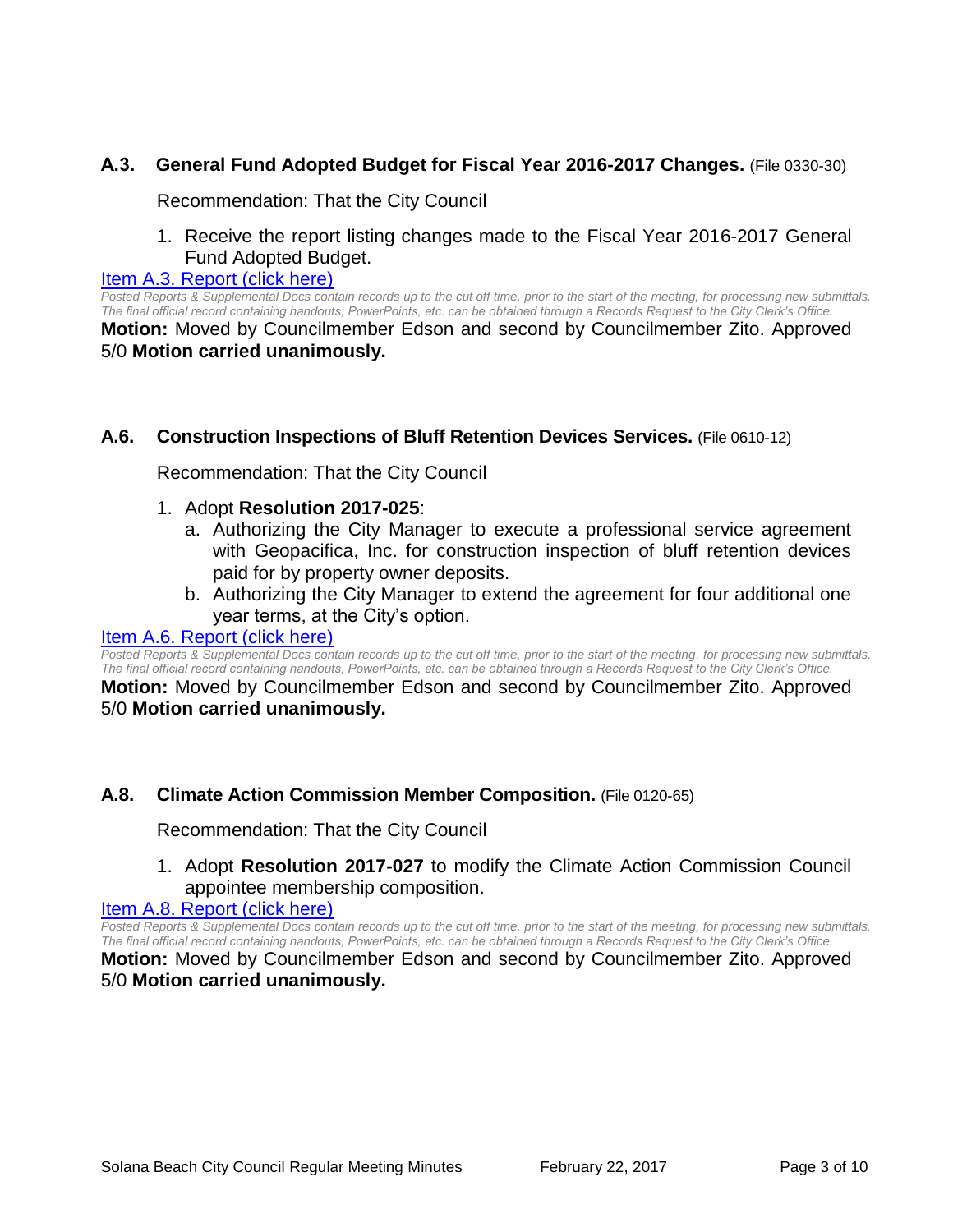### **A.3. General Fund Adopted Budget for Fiscal Year 2016-2017 Changes.** (File 0330-30)

Recommendation: That the City Council

1. Receive the report listing changes made to the Fiscal Year 2016-2017 General Fund Adopted Budget.

Item A.3. Report (click here)

*Posted Reports & Supplemental Docs contain records up to the cut off time, prior to the start of the meeting, for processing new submittals. The final official record containing handouts, PowerPoints, etc. can be obtained through a Records Request to the City Clerk's Office.*

**Motion:** Moved by Councilmember Edson and second by Councilmember Zito. Approved 5/0 **Motion carried unanimously.**

### **A.6. Construction Inspections of Bluff Retention Devices Services.** (File 0610-12)

Recommendation: That the City Council

1. Adopt **Resolution 2017-025**:
   a. Authorizing the City Manager to execute a professional service agreement with Geopacifica, Inc. for construction inspection of bluff retention devices paid for by property owner deposits.
   b. Authorizing the City Manager to extend the agreement for four additional one year terms, at the City's option.

Item A.6. Report (click here)

*Posted Reports & Supplemental Docs contain records up to the cut off time, prior to the start of the meeting, for processing new submittals. The final official record containing handouts, PowerPoints, etc. can be obtained through a Records Request to the City Clerk's Office.*

**Motion:** Moved by Councilmember Edson and second by Councilmember Zito. Approved 5/0 **Motion carried unanimously.**

### **A.8. Climate Action Commission Member Composition.** (File 0120-65)

Recommendation: That the City Council

1. Adopt **Resolution 2017-027** to modify the Climate Action Commission Council appointee membership composition.

Item A.8. Report (click here)

*Posted Reports & Supplemental Docs contain records up to the cut off time, prior to the start of the meeting, for processing new submittals. The final official record containing handouts, PowerPoints, etc. can be obtained through a Records Request to the City Clerk's Office.*

**Motion:** Moved by Councilmember Edson and second by Councilmember Zito. Approved 5/0 **Motion carried unanimously.**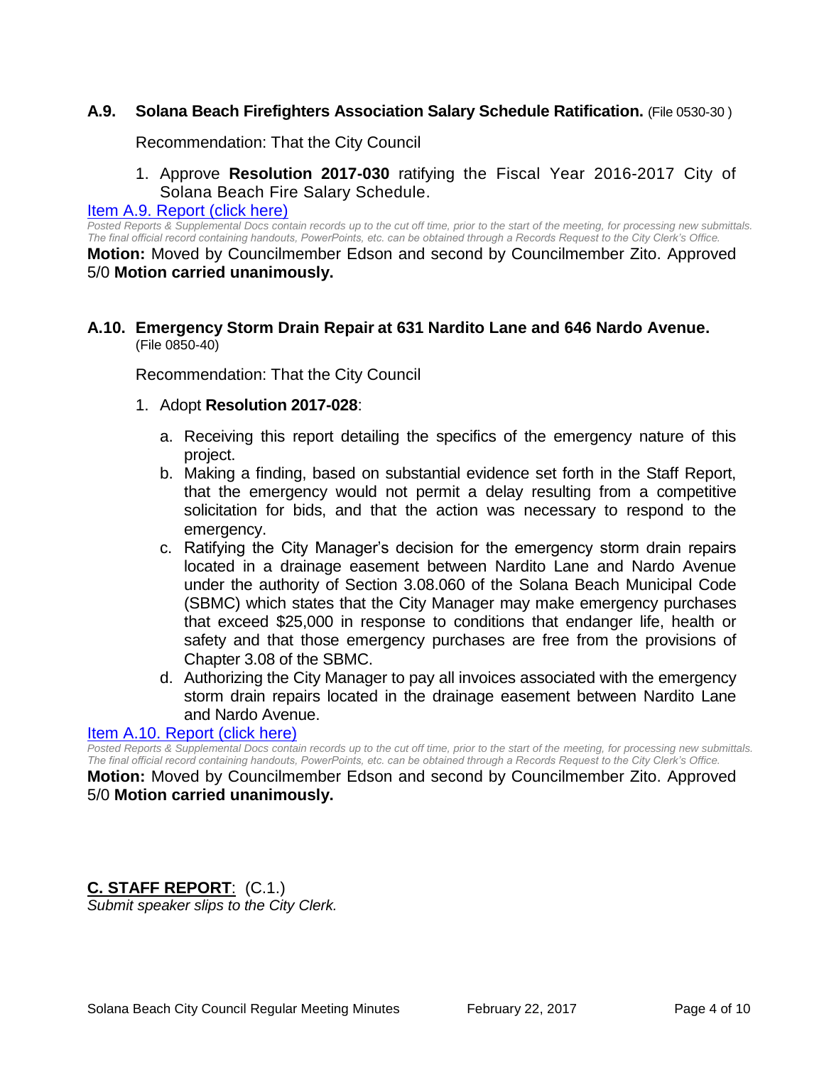### A.9. Solana Beach Firefighters Association Salary Schedule Ratification. (File 0530-30 )

Recommendation: That the City Council

1. Approve **Resolution 2017-030** ratifying the Fiscal Year 2016-2017 City of Solana Beach Fire Salary Schedule.

[Item A.9. Report (click here)]

*Posted Reports & Supplemental Docs contain records up to the cut off time, prior to the start of the meeting, for processing new submittals. The final official record containing handouts, PowerPoints, etc. can be obtained through a Records Request to the City Clerk's Office.*

**Motion:** Moved by Councilmember Edson and second by Councilmember Zito. Approved 5/0 **Motion carried unanimously.**

### A.10. Emergency Storm Drain Repair at 631 Nardito Lane and 646 Nardo Avenue. (File 0850-40)

Recommendation: That the City Council

1. Adopt **Resolution 2017-028**:
   a. Receiving this report detailing the specifics of the emergency nature of this project.
   b. Making a finding, based on substantial evidence set forth in the Staff Report, that the emergency would not permit a delay resulting from a competitive solicitation for bids, and that the action was necessary to respond to the emergency.
   c. Ratifying the City Manager's decision for the emergency storm drain repairs located in a drainage easement between Nardito Lane and Nardo Avenue under the authority of Section 3.08.060 of the Solana Beach Municipal Code (SBMC) which states that the City Manager may make emergency purchases that exceed $25,000 in response to conditions that endanger life, health or safety and that those emergency purchases are free from the provisions of Chapter 3.08 of the SBMC.
   d. Authorizing the City Manager to pay all invoices associated with the emergency storm drain repairs located in the drainage easement between Nardito Lane and Nardo Avenue.

[Item A.10. Report (click here)]

*Posted Reports & Supplemental Docs contain records up to the cut off time, prior to the start of the meeting, for processing new submittals. The final official record containing handouts, PowerPoints, etc. can be obtained through a Records Request to the City Clerk's Office.*

**Motion:** Moved by Councilmember Edson and second by Councilmember Zito. Approved 5/0 **Motion carried unanimously.**

## C. STAFF REPORT: (C.1.)

*Submit speaker slips to the City Clerk.*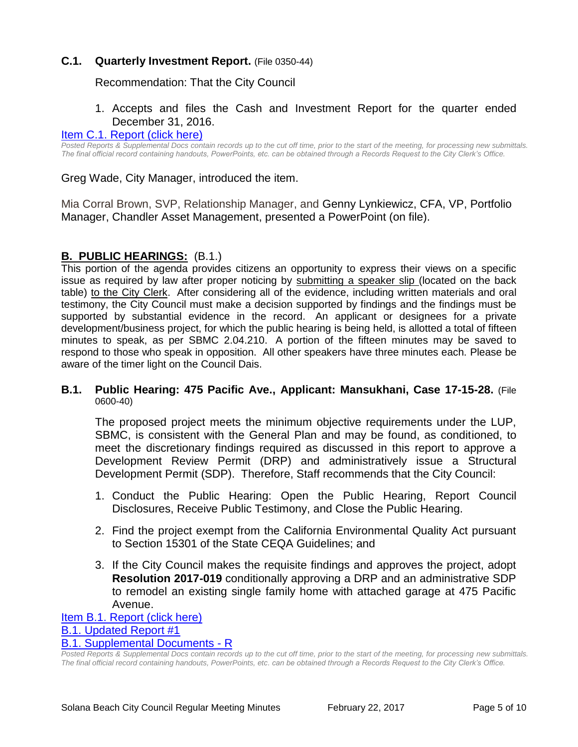### C.1. Quarterly Investment Report. (File 0350-44)

Recommendation: That the City Council

1. Accepts and files the Cash and Investment Report for the quarter ended December 31, 2016.

[Item C.1. Report (click here)]

*Posted Reports & Supplemental Docs contain records up to the cut off time, prior to the start of the meeting, for processing new submittals. The final official record containing handouts, PowerPoints, etc. can be obtained through a Records Request to the City Clerk's Office.*

Greg Wade, City Manager, introduced the item.

Mia Corral Brown, SVP, Relationship Manager, and Genny Lynkiewicz, CFA, VP, Portfolio Manager, Chandler Asset Management, presented a PowerPoint (on file).

## B. PUBLIC HEARINGS: (B.1.)

This portion of the agenda provides citizens an opportunity to express their views on a specific issue as required by law after proper noticing by submitting a speaker slip (located on the back table) to the City Clerk. After considering all of the evidence, including written materials and oral testimony, the City Council must make a decision supported by findings and the findings must be supported by substantial evidence in the record. An applicant or designees for a private development/business project, for which the public hearing is being held, is allotted a total of fifteen minutes to speak, as per SBMC 2.04.210. A portion of the fifteen minutes may be saved to respond to those who speak in opposition. All other speakers have three minutes each. Please be aware of the timer light on the Council Dais.

### B.1. Public Hearing: 475 Pacific Ave., Applicant: Mansukhani, Case 17-15-28. (File 0600-40)

The proposed project meets the minimum objective requirements under the LUP, SBMC, is consistent with the General Plan and may be found, as conditioned, to meet the discretionary findings required as discussed in this report to approve a Development Review Permit (DRP) and administratively issue a Structural Development Permit (SDP). Therefore, Staff recommends that the City Council:

1. Conduct the Public Hearing: Open the Public Hearing, Report Council Disclosures, Receive Public Testimony, and Close the Public Hearing.
2. Find the project exempt from the California Environmental Quality Act pursuant to Section 15301 of the State CEQA Guidelines; and
3. If the City Council makes the requisite findings and approves the project, adopt **Resolution 2017-019** conditionally approving a DRP and an administrative SDP to remodel an existing single family home with attached garage at 475 Pacific Avenue.

[Item B.1. Report (click here)]
[B.1. Updated Report #1]
[B.1. Supplemental Documents - R]

*Posted Reports & Supplemental Docs contain records up to the cut off time, prior to the start of the meeting, for processing new submittals. The final official record containing handouts, PowerPoints, etc. can be obtained through a Records Request to the City Clerk's Office.*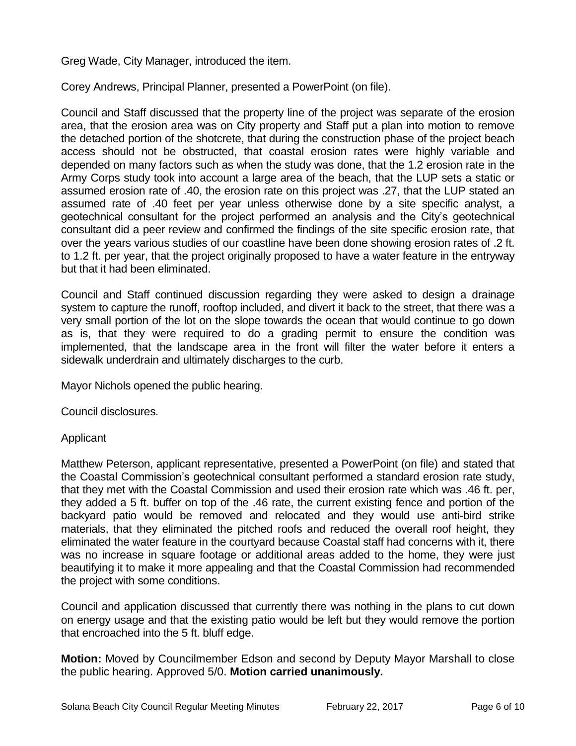Greg Wade, City Manager, introduced the item.

Corey Andrews, Principal Planner, presented a PowerPoint (on file).

Council and Staff discussed that the property line of the project was separate of the erosion area, that the erosion area was on City property and Staff put a plan into motion to remove the detached portion of the shotcrete, that during the construction phase of the project beach access should not be obstructed, that coastal erosion rates were highly variable and depended on many factors such as when the study was done, that the 1.2 erosion rate in the Army Corps study took into account a large area of the beach, that the LUP sets a static or assumed erosion rate of .40, the erosion rate on this project was .27, that the LUP stated an assumed rate of .40 feet per year unless otherwise done by a site specific analyst, a geotechnical consultant for the project performed an analysis and the City's geotechnical consultant did a peer review and confirmed the findings of the site specific erosion rate, that over the years various studies of our coastline have been done showing erosion rates of .2 ft. to 1.2 ft. per year, that the project originally proposed to have a water feature in the entryway but that it had been eliminated.

Council and Staff continued discussion regarding they were asked to design a drainage system to capture the runoff, rooftop included, and divert it back to the street, that there was a very small portion of the lot on the slope towards the ocean that would continue to go down as is, that they were required to do a grading permit to ensure the condition was implemented, that the landscape area in the front will filter the water before it enters a sidewalk underdrain and ultimately discharges to the curb.

Mayor Nichols opened the public hearing.

Council disclosures.

Applicant

Matthew Peterson, applicant representative, presented a PowerPoint (on file) and stated that the Coastal Commission's geotechnical consultant performed a standard erosion rate study, that they met with the Coastal Commission and used their erosion rate which was .46 ft. per, they added a 5 ft. buffer on top of the .46 rate, the current existing fence and portion of the backyard patio would be removed and relocated and they would use anti-bird strike materials, that they eliminated the pitched roofs and reduced the overall roof height, they eliminated the water feature in the courtyard because Coastal staff had concerns with it, there was no increase in square footage or additional areas added to the home, they were just beautifying it to make it more appealing and that the Coastal Commission had recommended the project with some conditions.

Council and application discussed that currently there was nothing in the plans to cut down on energy usage and that the existing patio would be left but they would remove the portion that encroached into the 5 ft. bluff edge.

**Motion:** Moved by Councilmember Edson and second by Deputy Mayor Marshall to close the public hearing. Approved 5/0. **Motion carried unanimously.**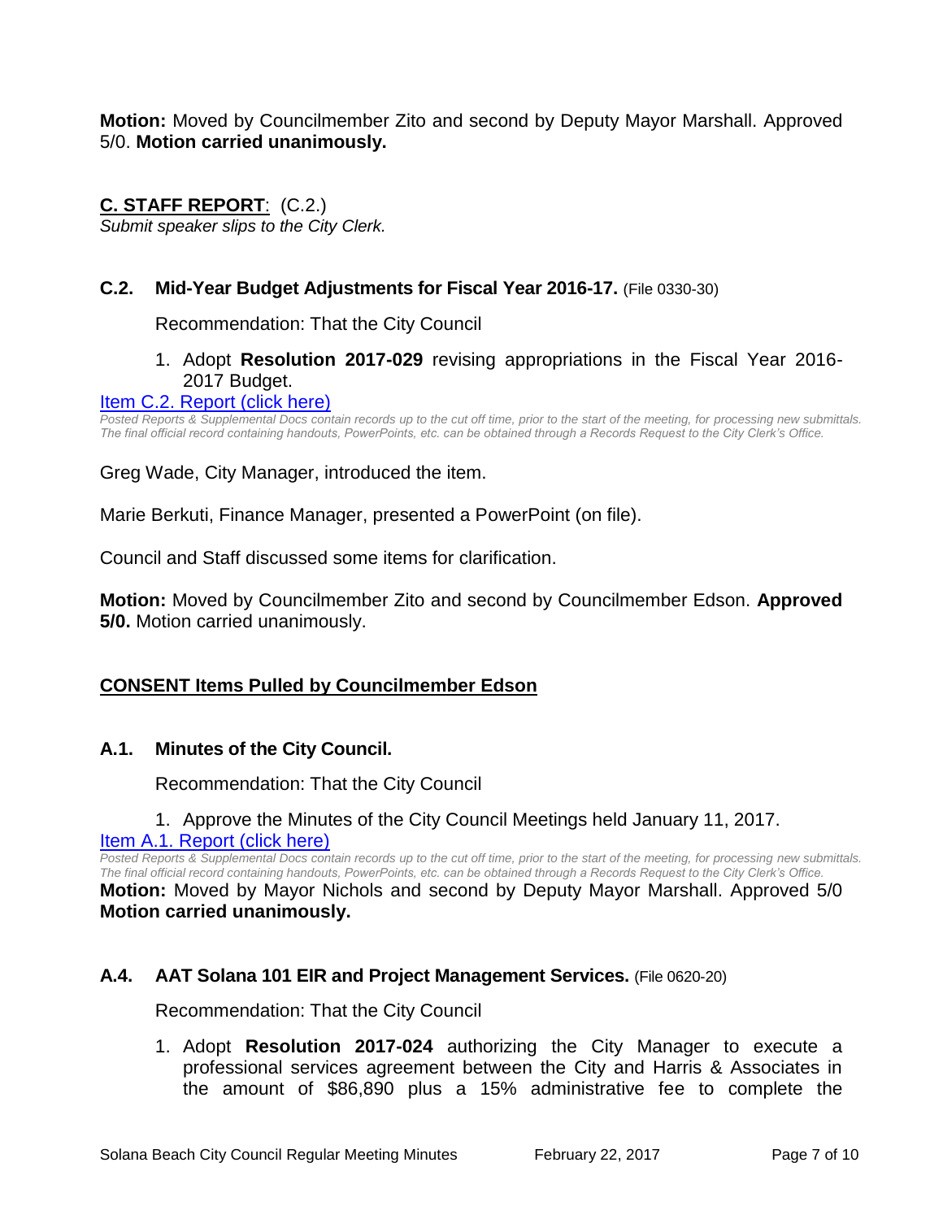**Motion:** Moved by Councilmember Zito and second by Deputy Mayor Marshall. Approved 5/0. **Motion carried unanimously.**

## C. STAFF REPORT: (C.2.)

*Submit speaker slips to the City Clerk.*

### C.2. Mid-Year Budget Adjustments for Fiscal Year 2016-17. (File 0330-30)

Recommendation: That the City Council

1. Adopt **Resolution 2017-029** revising appropriations in the Fiscal Year 2016-2017 Budget.

[Item C.2. Report (click here)]

*Posted Reports & Supplemental Docs contain records up to the cut off time, prior to the start of the meeting, for processing new submittals. The final official record containing handouts, PowerPoints, etc. can be obtained through a Records Request to the City Clerk's Office.*

Greg Wade, City Manager, introduced the item.

Marie Berkuti, Finance Manager, presented a PowerPoint (on file).

Council and Staff discussed some items for clarification.

**Motion:** Moved by Councilmember Zito and second by Councilmember Edson. **Approved 5/0.** Motion carried unanimously.

## CONSENT Items Pulled by Councilmember Edson

### A.1. Minutes of the City Council.

Recommendation: That the City Council

1. Approve the Minutes of the City Council Meetings held January 11, 2017.

[Item A.1. Report (click here)]

*Posted Reports & Supplemental Docs contain records up to the cut off time, prior to the start of the meeting, for processing new submittals. The final official record containing handouts, PowerPoints, etc. can be obtained through a Records Request to the City Clerk's Office.*

**Motion:** Moved by Mayor Nichols and second by Deputy Mayor Marshall. Approved 5/0 **Motion carried unanimously.**

### A.4. AAT Solana 101 EIR and Project Management Services. (File 0620-20)

Recommendation: That the City Council

1. Adopt **Resolution 2017-024** authorizing the City Manager to execute a professional services agreement between the City and Harris & Associates in the amount of $86,890 plus a 15% administrative fee to complete the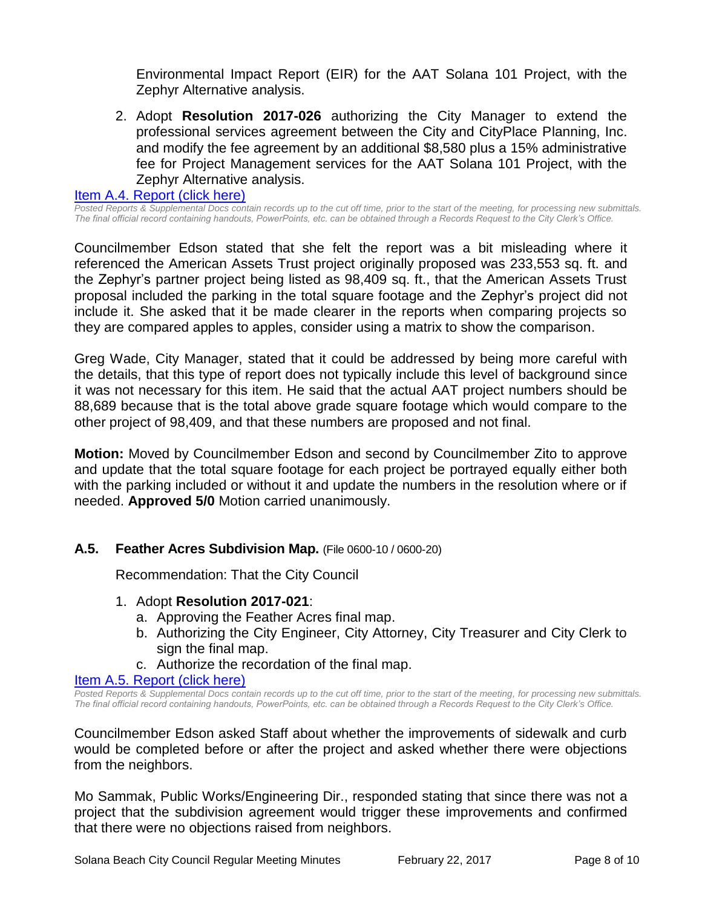Environmental Impact Report (EIR) for the AAT Solana 101 Project, with the Zephyr Alternative analysis.

2. Adopt **Resolution 2017-026** authorizing the City Manager to extend the professional services agreement between the City and CityPlace Planning, Inc. and modify the fee agreement by an additional $8,580 plus a 15% administrative fee for Project Management services for the AAT Solana 101 Project, with the Zephyr Alternative analysis.

[Item A.4. Report (click here)](#)

*Posted Reports & Supplemental Docs contain records up to the cut off time, prior to the start of the meeting, for processing new submittals. The final official record containing handouts, PowerPoints, etc. can be obtained through a Records Request to the City Clerk's Office.*

Councilmember Edson stated that she felt the report was a bit misleading where it referenced the American Assets Trust project originally proposed was 233,553 sq. ft. and the Zephyr's partner project being listed as 98,409 sq. ft., that the American Assets Trust proposal included the parking in the total square footage and the Zephyr's project did not include it. She asked that it be made clearer in the reports when comparing projects so they are compared apples to apples, consider using a matrix to show the comparison.

Greg Wade, City Manager, stated that it could be addressed by being more careful with the details, that this type of report does not typically include this level of background since it was not necessary for this item. He said that the actual AAT project numbers should be 88,689 because that is the total above grade square footage which would compare to the other project of 98,409, and that these numbers are proposed and not final.

**Motion:** Moved by Councilmember Edson and second by Councilmember Zito to approve and update that the total square footage for each project be portrayed equally either both with the parking included or without it and update the numbers in the resolution where or if needed. **Approved 5/0** Motion carried unanimously.

### A.5. Feather Acres Subdivision Map. (File 0600-10 / 0600-20)

Recommendation: That the City Council

1. Adopt **Resolution 2017-021**:
   a. Approving the Feather Acres final map.
   b. Authorizing the City Engineer, City Attorney, City Treasurer and City Clerk to sign the final map.
   c. Authorize the recordation of the final map.

[Item A.5. Report (click here)](#)

*Posted Reports & Supplemental Docs contain records up to the cut off time, prior to the start of the meeting, for processing new submittals. The final official record containing handouts, PowerPoints, etc. can be obtained through a Records Request to the City Clerk's Office.*

Councilmember Edson asked Staff about whether the improvements of sidewalk and curb would be completed before or after the project and asked whether there were objections from the neighbors.

Mo Sammak, Public Works/Engineering Dir., responded stating that since there was not a project that the subdivision agreement would trigger these improvements and confirmed that there were no objections raised from neighbors.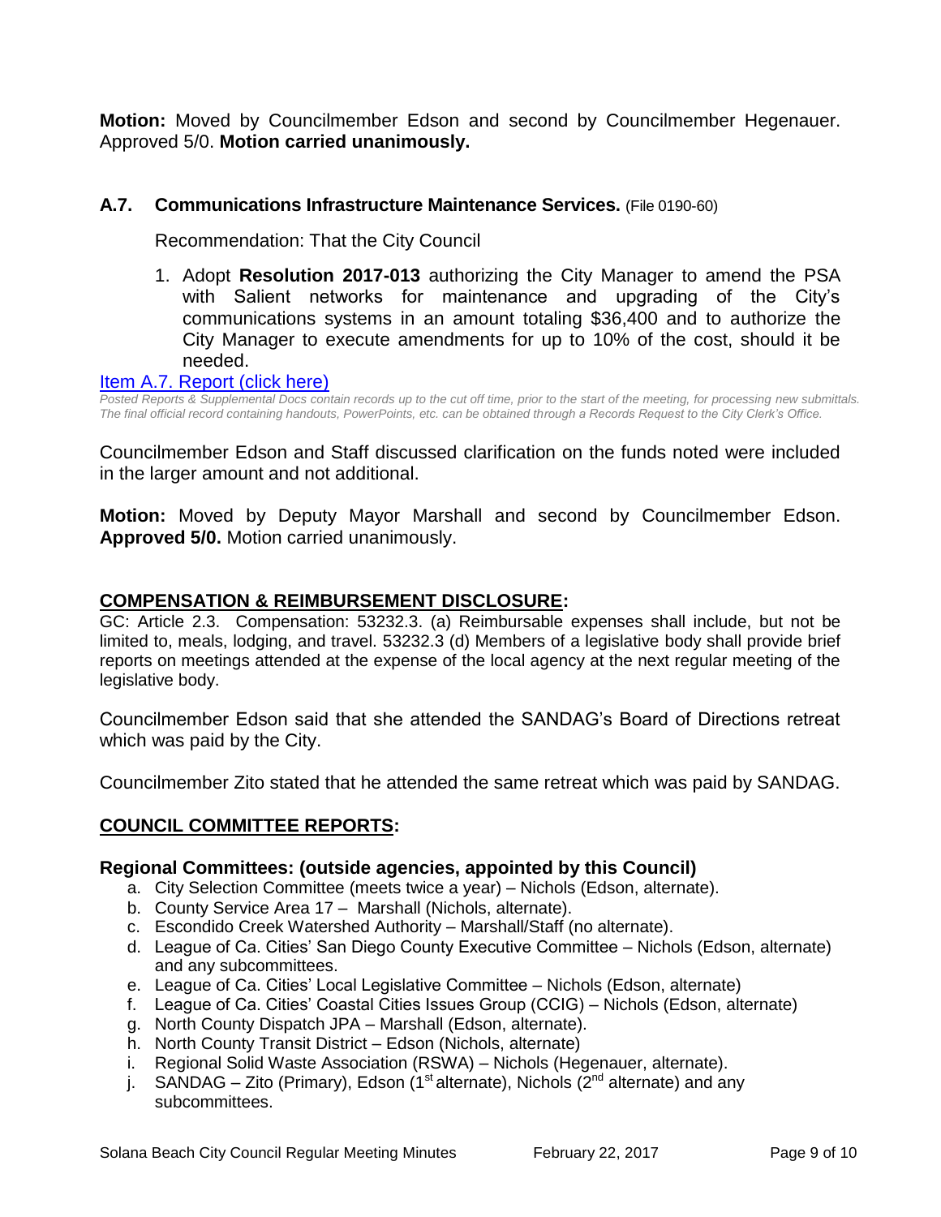**Motion:** Moved by Councilmember Edson and second by Councilmember Hegenauer. Approved 5/0. **Motion carried unanimously.**

### A.7. Communications Infrastructure Maintenance Services. (File 0190-60)

Recommendation: That the City Council

1. Adopt **Resolution 2017-013** authorizing the City Manager to amend the PSA with Salient networks for maintenance and upgrading of the City's communications systems in an amount totaling $36,400 and to authorize the City Manager to execute amendments for up to 10% of the cost, should it be needed.

Item A.7. Report (click here)

*Posted Reports & Supplemental Docs contain records up to the cut off time, prior to the start of the meeting, for processing new submittals. The final official record containing handouts, PowerPoints, etc. can be obtained through a Records Request to the City Clerk's Office.*

Councilmember Edson and Staff discussed clarification on the funds noted were included in the larger amount and not additional.

**Motion:** Moved by Deputy Mayor Marshall and second by Councilmember Edson. **Approved 5/0.** Motion carried unanimously.

## COMPENSATION & REIMBURSEMENT DISCLOSURE:

GC: Article 2.3. Compensation: 53232.3. (a) Reimbursable expenses shall include, but not be limited to, meals, lodging, and travel. 53232.3 (d) Members of a legislative body shall provide brief reports on meetings attended at the expense of the local agency at the next regular meeting of the legislative body.

Councilmember Edson said that she attended the SANDAG's Board of Directions retreat which was paid by the City.

Councilmember Zito stated that he attended the same retreat which was paid by SANDAG.

## COUNCIL COMMITTEE REPORTS:

### Regional Committees: (outside agencies, appointed by this Council)

a. City Selection Committee (meets twice a year) – Nichols (Edson, alternate).
b. County Service Area 17 – Marshall (Nichols, alternate).
c. Escondido Creek Watershed Authority – Marshall/Staff (no alternate).
d. League of Ca. Cities' San Diego County Executive Committee – Nichols (Edson, alternate) and any subcommittees.
e. League of Ca. Cities' Local Legislative Committee – Nichols (Edson, alternate)
f. League of Ca. Cities' Coastal Cities Issues Group (CCIG) – Nichols (Edson, alternate)
g. North County Dispatch JPA – Marshall (Edson, alternate).
h. North County Transit District – Edson (Nichols, alternate)
i. Regional Solid Waste Association (RSWA) – Nichols (Hegenauer, alternate).
j. SANDAG – Zito (Primary), Edson (1st alternate), Nichols (2nd alternate) and any subcommittees.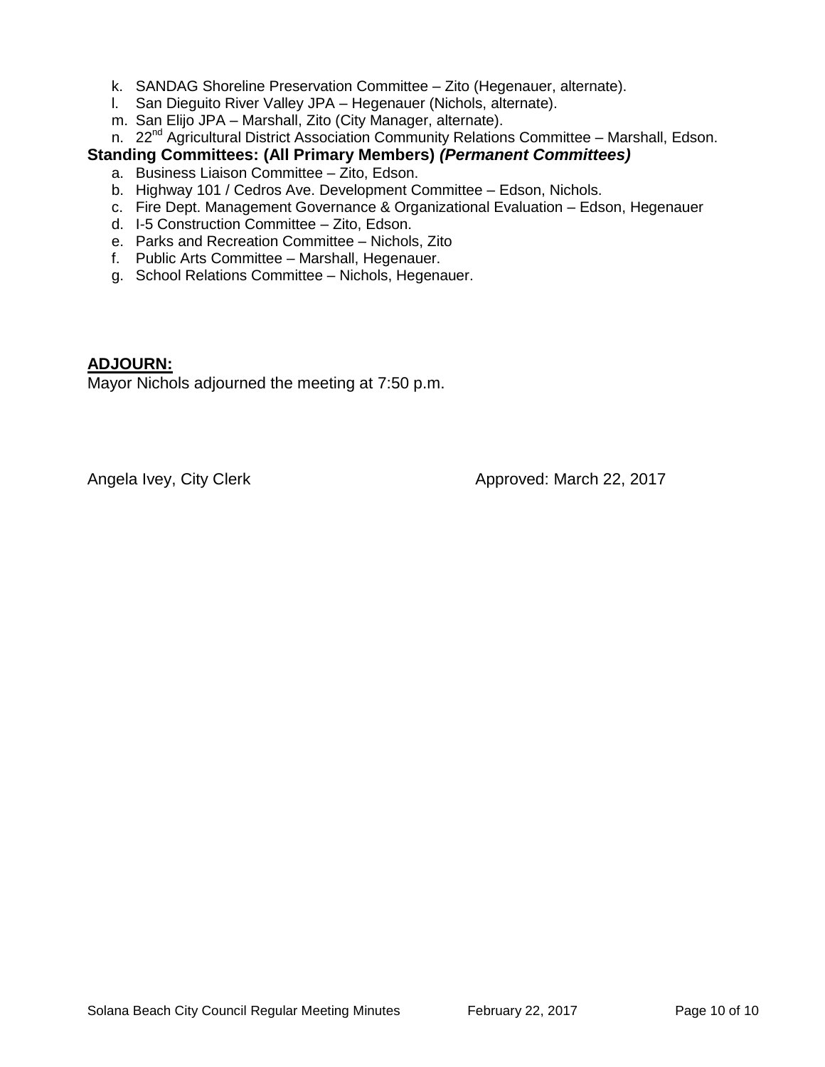k. SANDAG Shoreline Preservation Committee – Zito (Hegenauer, alternate).
l. San Dieguito River Valley JPA – Hegenauer (Nichols, alternate).
m. San Elijo JPA – Marshall, Zito (City Manager, alternate).
n. 22nd Agricultural District Association Community Relations Committee – Marshall, Edson.

**Standing Committees: (All Primary Members)** ***(Permanent Committees)***

a. Business Liaison Committee – Zito, Edson.
b. Highway 101 / Cedros Ave. Development Committee – Edson, Nichols.
c. Fire Dept. Management Governance & Organizational Evaluation – Edson, Hegenauer
d. I-5 Construction Committee – Zito, Edson.
e. Parks and Recreation Committee – Nichols, Zito
f. Public Arts Committee – Marshall, Hegenauer.
g. School Relations Committee – Nichols, Hegenauer.

## ADJOURN:

Mayor Nichols adjourned the meeting at 7:50 p.m.

Angela Ivey, City Clerk

Approved: March 22, 2017